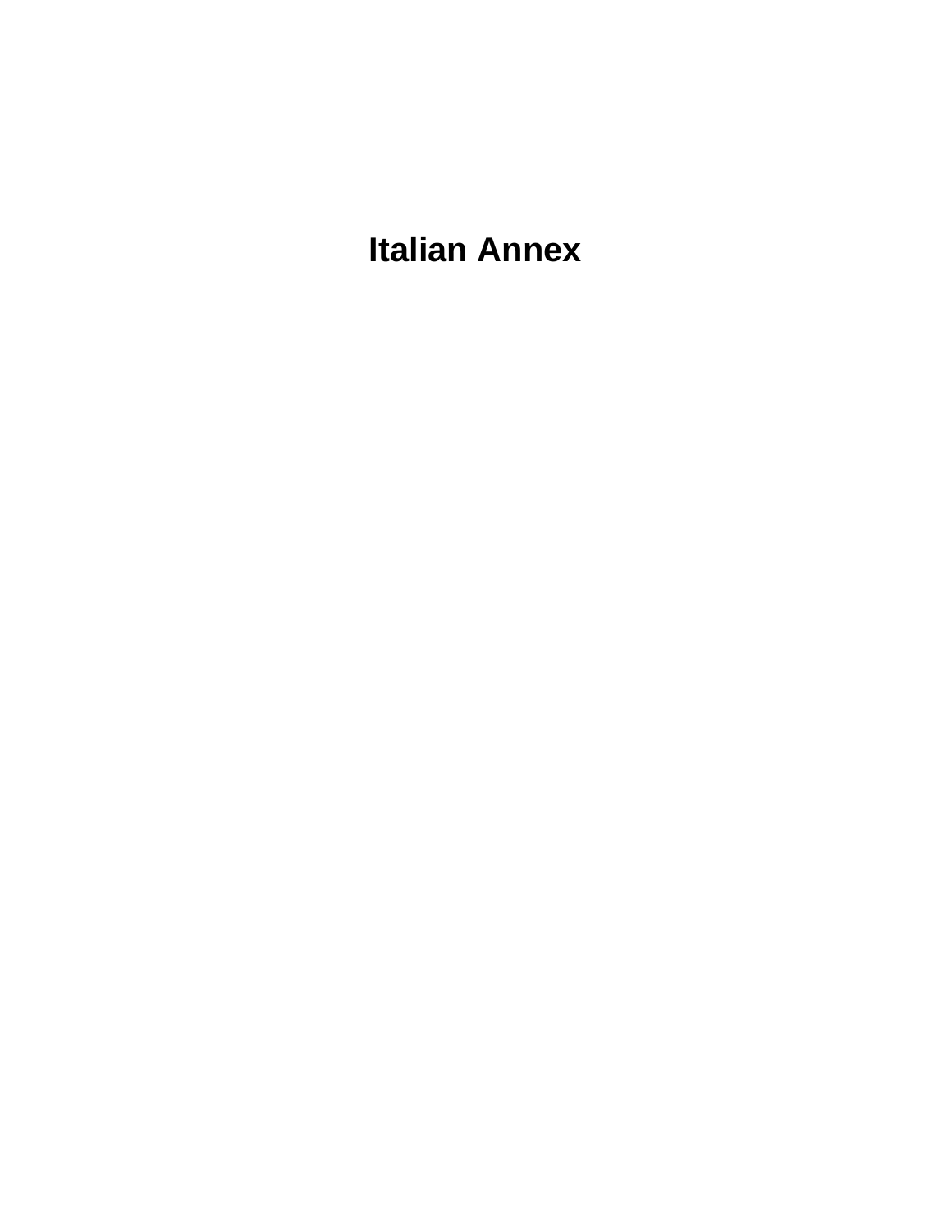# Italian Annex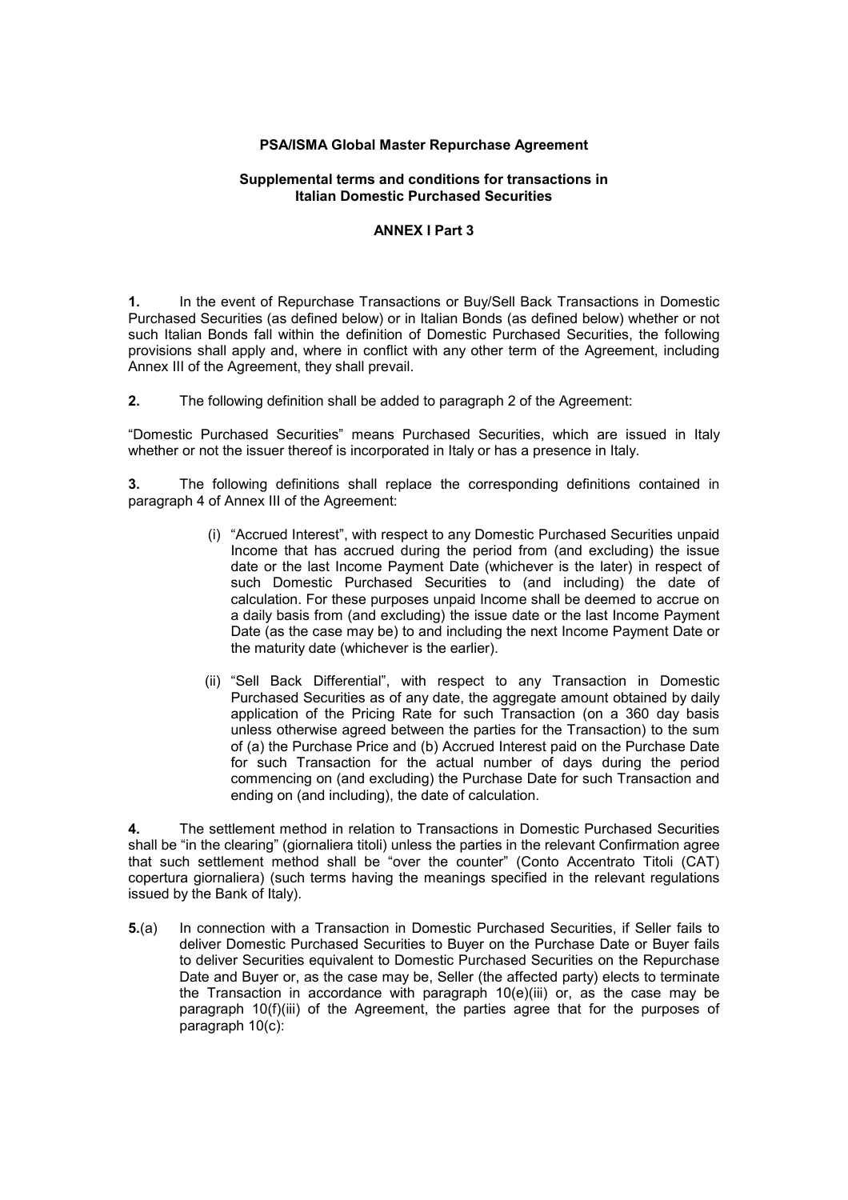**PSA/ISMA Global Master Repurchase Agreement**

**Supplemental terms and conditions for transactions in Italian Domestic Purchased Securities**

**ANNEX I Part 3**

**1.** In the event of Repurchase Transactions or Buy/Sell Back Transactions in Domestic Purchased Securities (as defined below) or in Italian Bonds (as defined below) whether or not such Italian Bonds fall within the definition of Domestic Purchased Securities, the following provisions shall apply and, where in conflict with any other term of the Agreement, including Annex III of the Agreement, they shall prevail.

**2.** The following definition shall be added to paragraph 2 of the Agreement:

"Domestic Purchased Securities" means Purchased Securities, which are issued in Italy whether or not the issuer thereof is incorporated in Italy or has a presence in Italy.

**3.** The following definitions shall replace the corresponding definitions contained in paragraph 4 of Annex III of the Agreement:

(i) "Accrued Interest", with respect to any Domestic Purchased Securities unpaid Income that has accrued during the period from (and excluding) the issue date or the last Income Payment Date (whichever is the later) in respect of such Domestic Purchased Securities to (and including) the date of calculation. For these purposes unpaid Income shall be deemed to accrue on a daily basis from (and excluding) the issue date or the last Income Payment Date (as the case may be) to and including the next Income Payment Date or the maturity date (whichever is the earlier).

(ii) "Sell Back Differential", with respect to any Transaction in Domestic Purchased Securities as of any date, the aggregate amount obtained by daily application of the Pricing Rate for such Transaction (on a 360 day basis unless otherwise agreed between the parties for the Transaction) to the sum of (a) the Purchase Price and (b) Accrued Interest paid on the Purchase Date for such Transaction for the actual number of days during the period commencing on (and excluding) the Purchase Date for such Transaction and ending on (and including), the date of calculation.

**4.** The settlement method in relation to Transactions in Domestic Purchased Securities shall be "in the clearing" (giornaliera titoli) unless the parties in the relevant Confirmation agree that such settlement method shall be "over the counter" (Conto Accentrato Titoli (CAT) copertura giornaliera) (such terms having the meanings specified in the relevant regulations issued by the Bank of Italy).

**5.**(a) In connection with a Transaction in Domestic Purchased Securities, if Seller fails to deliver Domestic Purchased Securities to Buyer on the Purchase Date or Buyer fails to deliver Securities equivalent to Domestic Purchased Securities on the Repurchase Date and Buyer or, as the case may be, Seller (the affected party) elects to terminate the Transaction in accordance with paragraph 10(e)(iii) or, as the case may be paragraph 10(f)(iii) of the Agreement, the parties agree that for the purposes of paragraph 10(c):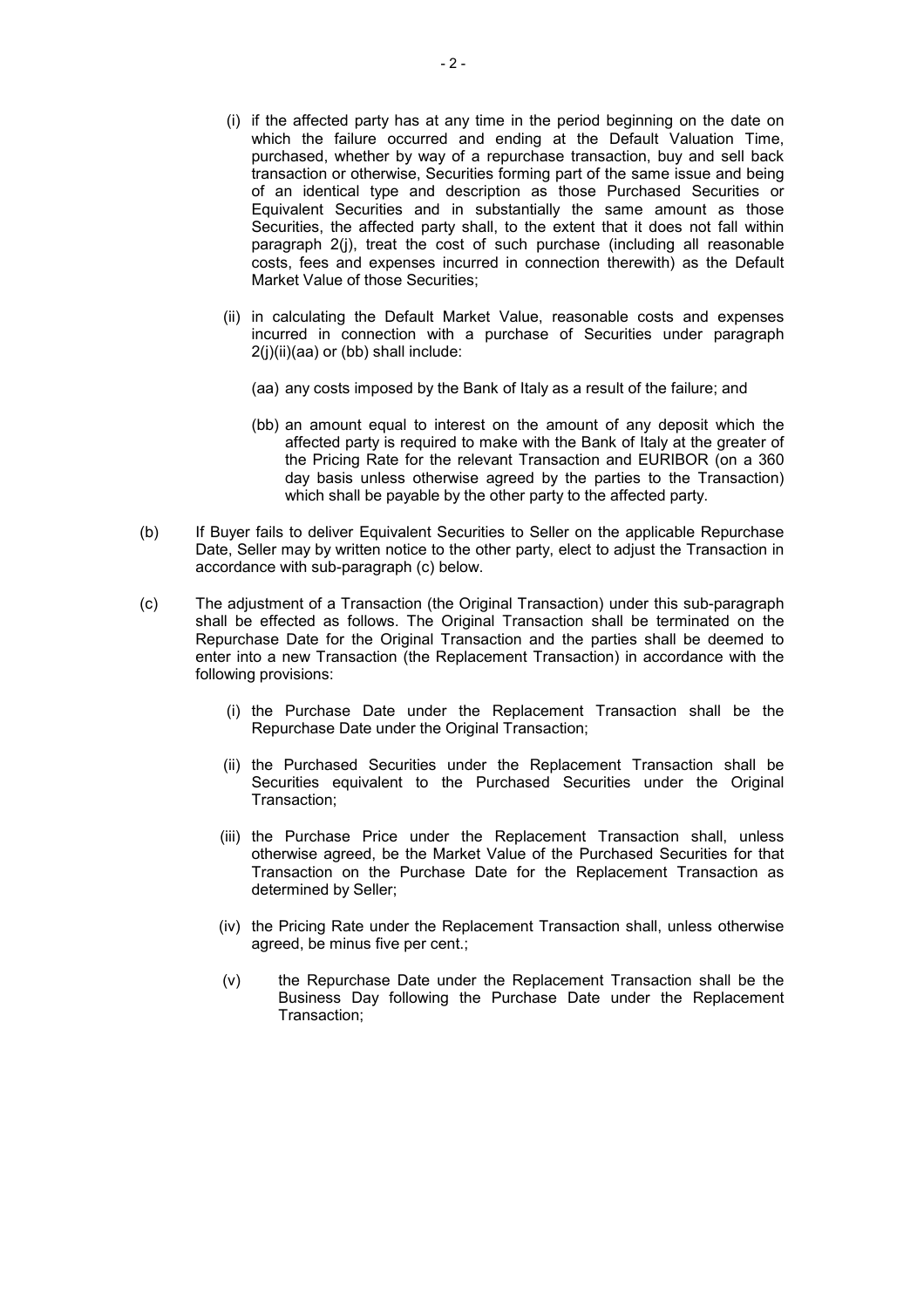(i) if the affected party has at any time in the period beginning on the date on which the failure occurred and ending at the Default Valuation Time, purchased, whether by way of a repurchase transaction, buy and sell back transaction or otherwise, Securities forming part of the same issue and being of an identical type and description as those Purchased Securities or Equivalent Securities and in substantially the same amount as those Securities, the affected party shall, to the extent that it does not fall within paragraph 2(j), treat the cost of such purchase (including all reasonable costs, fees and expenses incurred in connection therewith) as the Default Market Value of those Securities;

(ii) in calculating the Default Market Value, reasonable costs and expenses incurred in connection with a purchase of Securities under paragraph 2(j)(ii)(aa) or (bb) shall include:

(aa) any costs imposed by the Bank of Italy as a result of the failure; and

(bb) an amount equal to interest on the amount of any deposit which the affected party is required to make with the Bank of Italy at the greater of the Pricing Rate for the relevant Transaction and EURIBOR (on a 360 day basis unless otherwise agreed by the parties to the Transaction) which shall be payable by the other party to the affected party.

(b) If Buyer fails to deliver Equivalent Securities to Seller on the applicable Repurchase Date, Seller may by written notice to the other party, elect to adjust the Transaction in accordance with sub-paragraph (c) below.

(c) The adjustment of a Transaction (the Original Transaction) under this sub-paragraph shall be effected as follows. The Original Transaction shall be terminated on the Repurchase Date for the Original Transaction and the parties shall be deemed to enter into a new Transaction (the Replacement Transaction) in accordance with the following provisions:

(i) the Purchase Date under the Replacement Transaction shall be the Repurchase Date under the Original Transaction;

(ii) the Purchased Securities under the Replacement Transaction shall be Securities equivalent to the Purchased Securities under the Original Transaction;

(iii) the Purchase Price under the Replacement Transaction shall, unless otherwise agreed, be the Market Value of the Purchased Securities for that Transaction on the Purchase Date for the Replacement Transaction as determined by Seller;

(iv) the Pricing Rate under the Replacement Transaction shall, unless otherwise agreed, be minus five per cent.;

(v) the Repurchase Date under the Replacement Transaction shall be the Business Day following the Purchase Date under the Replacement Transaction;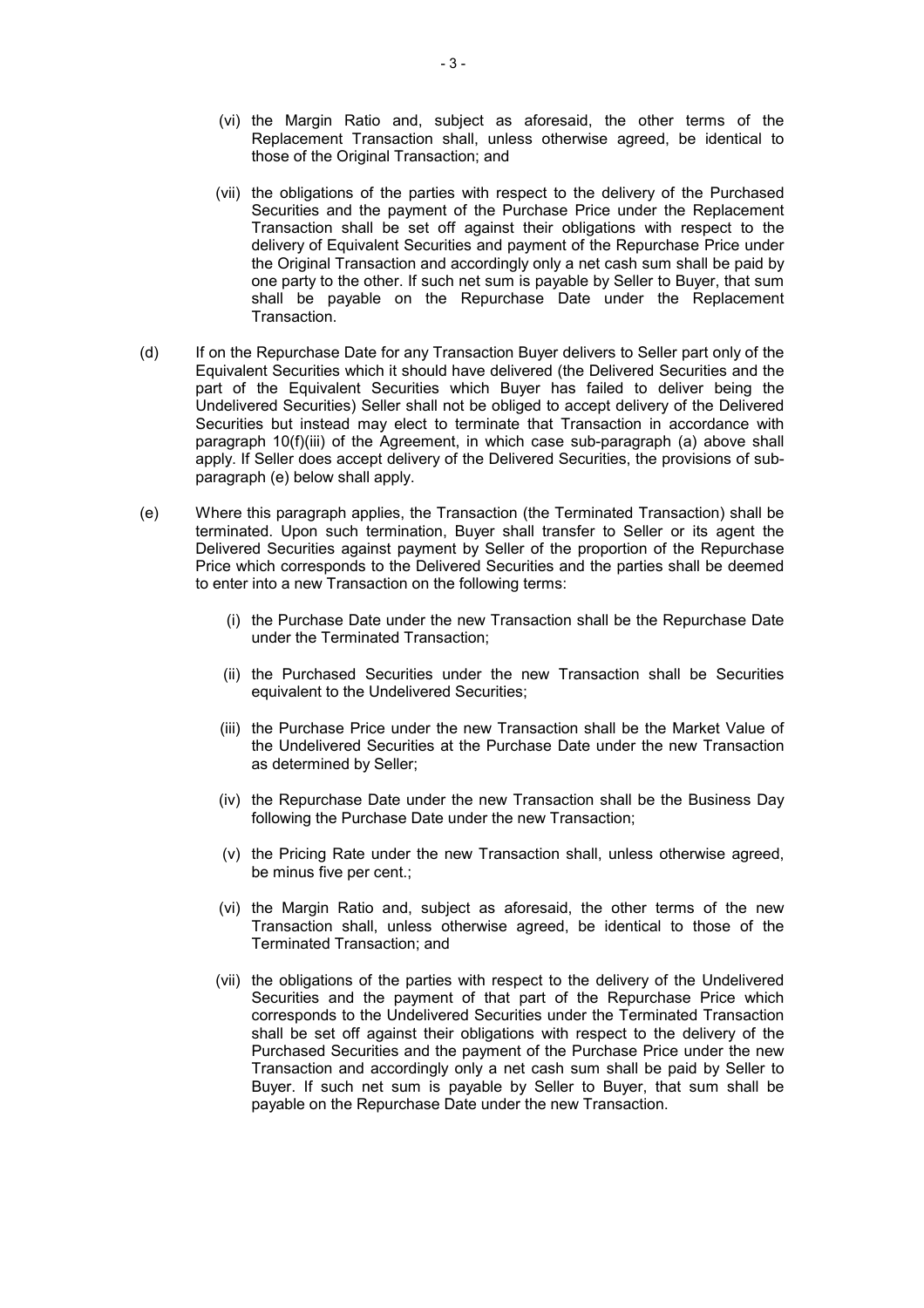(vi) the Margin Ratio and, subject as aforesaid, the other terms of the Replacement Transaction shall, unless otherwise agreed, be identical to those of the Original Transaction; and

(vii) the obligations of the parties with respect to the delivery of the Purchased Securities and the payment of the Purchase Price under the Replacement Transaction shall be set off against their obligations with respect to the delivery of Equivalent Securities and payment of the Repurchase Price under the Original Transaction and accordingly only a net cash sum shall be paid by one party to the other. If such net sum is payable by Seller to Buyer, that sum shall be payable on the Repurchase Date under the Replacement Transaction.

(d) If on the Repurchase Date for any Transaction Buyer delivers to Seller part only of the Equivalent Securities which it should have delivered (the Delivered Securities and the part of the Equivalent Securities which Buyer has failed to deliver being the Undelivered Securities) Seller shall not be obliged to accept delivery of the Delivered Securities but instead may elect to terminate that Transaction in accordance with paragraph 10(f)(iii) of the Agreement, in which case sub-paragraph (a) above shall apply. If Seller does accept delivery of the Delivered Securities, the provisions of sub-paragraph (e) below shall apply.

(e) Where this paragraph applies, the Transaction (the Terminated Transaction) shall be terminated. Upon such termination, Buyer shall transfer to Seller or its agent the Delivered Securities against payment by Seller of the proportion of the Repurchase Price which corresponds to the Delivered Securities and the parties shall be deemed to enter into a new Transaction on the following terms:

(i) the Purchase Date under the new Transaction shall be the Repurchase Date under the Terminated Transaction;

(ii) the Purchased Securities under the new Transaction shall be Securities equivalent to the Undelivered Securities;

(iii) the Purchase Price under the new Transaction shall be the Market Value of the Undelivered Securities at the Purchase Date under the new Transaction as determined by Seller;

(iv) the Repurchase Date under the new Transaction shall be the Business Day following the Purchase Date under the new Transaction;

(v) the Pricing Rate under the new Transaction shall, unless otherwise agreed, be minus five per cent.;

(vi) the Margin Ratio and, subject as aforesaid, the other terms of the new Transaction shall, unless otherwise agreed, be identical to those of the Terminated Transaction; and

(vii) the obligations of the parties with respect to the delivery of the Undelivered Securities and the payment of that part of the Repurchase Price which corresponds to the Undelivered Securities under the Terminated Transaction shall be set off against their obligations with respect to the delivery of the Purchased Securities and the payment of the Purchase Price under the new Transaction and accordingly only a net cash sum shall be paid by Seller to Buyer. If such net sum is payable by Seller to Buyer, that sum shall be payable on the Repurchase Date under the new Transaction.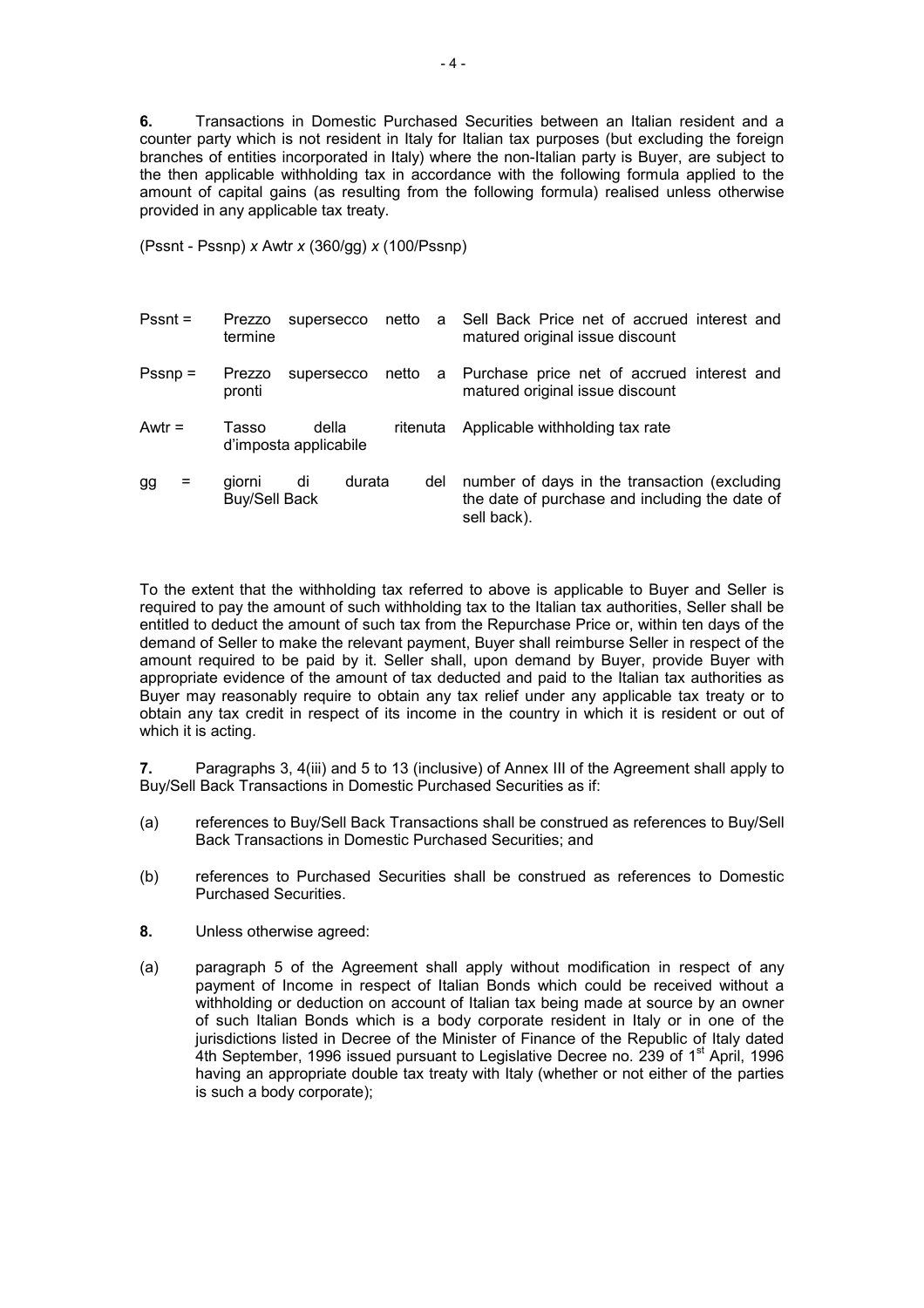**6.** Transactions in Domestic Purchased Securities between an Italian resident and a counter party which is not resident in Italy for Italian tax purposes (but excluding the foreign branches of entities incorporated in Italy) where the non-Italian party is Buyer, are subject to the then applicable withholding tax in accordance with the following formula applied to the amount of capital gains (as resulting from the following formula) realised unless otherwise provided in any applicable tax treaty.

$(Pssnt - Pssnp) \times Awtr \times (360/gg) \times (100/Pssnp)$

| | | |
|---|---|---|
| Pssnt = | Prezzo supersecco netto a termine | Sell Back Price net of accrued interest and matured original issue discount |
| Pssnp = | Prezzo supersecco netto a pronti | Purchase price net of accrued interest and matured original issue discount |
| Awtr = | Tasso della ritenuta d'imposta applicabile | Applicable withholding tax rate |
| gg = | giorni di durata del Buy/Sell Back | number of days in the transaction (excluding the date of purchase and including the date of sell back). |

To the extent that the withholding tax referred to above is applicable to Buyer and Seller is required to pay the amount of such withholding tax to the Italian tax authorities, Seller shall be entitled to deduct the amount of such tax from the Repurchase Price or, within ten days of the demand of Seller to make the relevant payment, Buyer shall reimburse Seller in respect of the amount required to be paid by it. Seller shall, upon demand by Buyer, provide Buyer with appropriate evidence of the amount of tax deducted and paid to the Italian tax authorities as Buyer may reasonably require to obtain any tax relief under any applicable tax treaty or to obtain any tax credit in respect of its income in the country in which it is resident or out of which it is acting.

**7.** Paragraphs 3, 4(iii) and 5 to 13 (inclusive) of Annex III of the Agreement shall apply to Buy/Sell Back Transactions in Domestic Purchased Securities as if:

(a) references to Buy/Sell Back Transactions shall be construed as references to Buy/Sell Back Transactions in Domestic Purchased Securities; and

(b) references to Purchased Securities shall be construed as references to Domestic Purchased Securities.

**8.** Unless otherwise agreed:

(a) paragraph 5 of the Agreement shall apply without modification in respect of any payment of Income in respect of Italian Bonds which could be received without a withholding or deduction on account of Italian tax being made at source by an owner of such Italian Bonds which is a body corporate resident in Italy or in one of the jurisdictions listed in Decree of the Minister of Finance of the Republic of Italy dated 4th September, 1996 issued pursuant to Legislative Decree no. 239 of 1st April, 1996 having an appropriate double tax treaty with Italy (whether or not either of the parties is such a body corporate);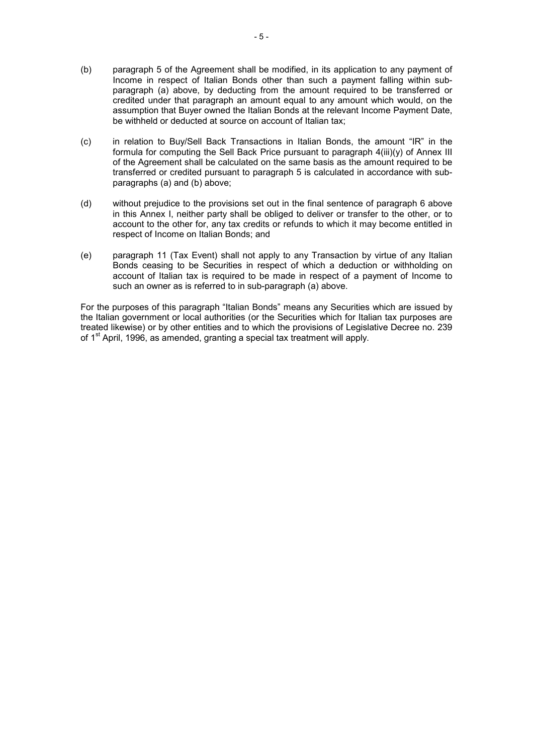(b) paragraph 5 of the Agreement shall be modified, in its application to any payment of Income in respect of Italian Bonds other than such a payment falling within sub-paragraph (a) above, by deducting from the amount required to be transferred or credited under that paragraph an amount equal to any amount which would, on the assumption that Buyer owned the Italian Bonds at the relevant Income Payment Date, be withheld or deducted at source on account of Italian tax;

(c) in relation to Buy/Sell Back Transactions in Italian Bonds, the amount "IR" in the formula for computing the Sell Back Price pursuant to paragraph 4(iii)(y) of Annex III of the Agreement shall be calculated on the same basis as the amount required to be transferred or credited pursuant to paragraph 5 is calculated in accordance with sub-paragraphs (a) and (b) above;

(d) without prejudice to the provisions set out in the final sentence of paragraph 6 above in this Annex I, neither party shall be obliged to deliver or transfer to the other, or to account to the other for, any tax credits or refunds to which it may become entitled in respect of Income on Italian Bonds; and

(e) paragraph 11 (Tax Event) shall not apply to any Transaction by virtue of any Italian Bonds ceasing to be Securities in respect of which a deduction or withholding on account of Italian tax is required to be made in respect of a payment of Income to such an owner as is referred to in sub-paragraph (a) above.

For the purposes of this paragraph "Italian Bonds" means any Securities which are issued by the Italian government or local authorities (or the Securities which for Italian tax purposes are treated likewise) or by other entities and to which the provisions of Legislative Decree no. 239 of 1st April, 1996, as amended, granting a special tax treatment will apply.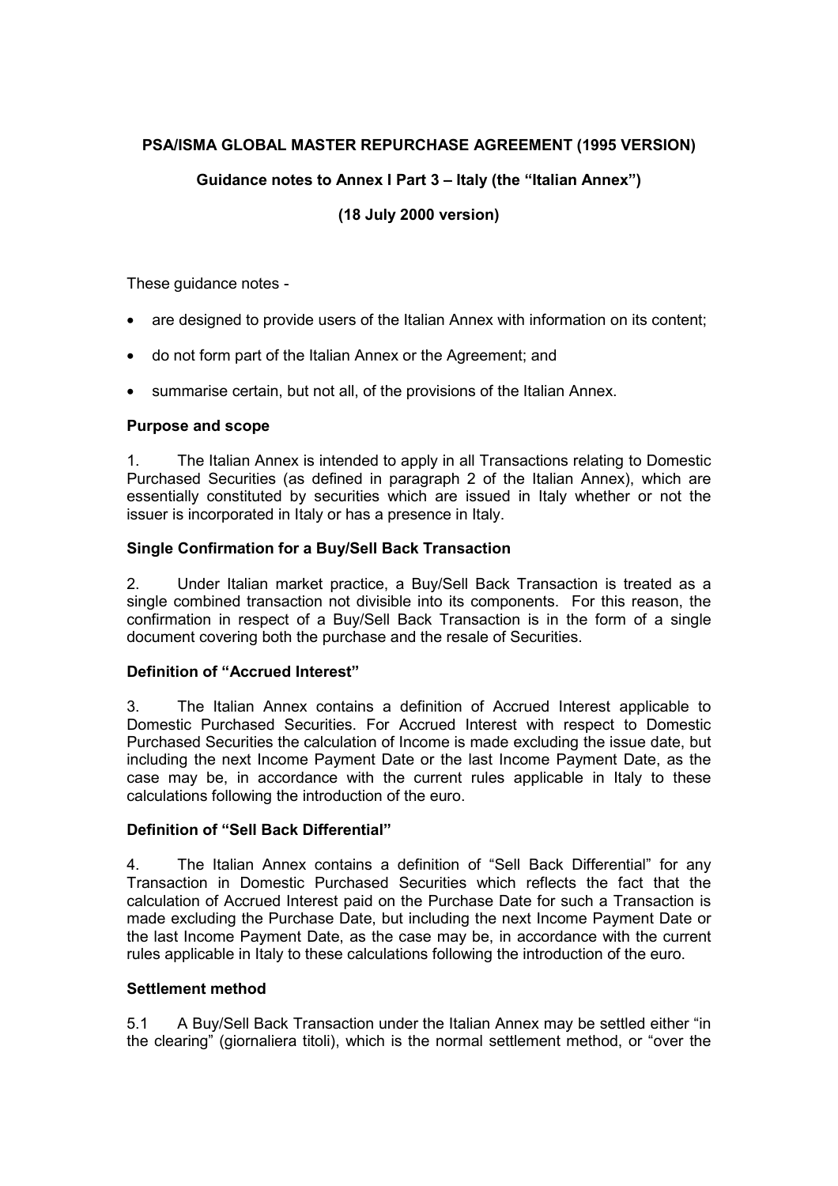**PSA/ISMA GLOBAL MASTER REPURCHASE AGREEMENT (1995 VERSION)**

**Guidance notes to Annex I Part 3 – Italy (the "Italian Annex")**

**(18 July 2000 version)**

These guidance notes -

- are designed to provide users of the Italian Annex with information on its content;
- do not form part of the Italian Annex or the Agreement; and
- summarise certain, but not all, of the provisions of the Italian Annex.

**Purpose and scope**

1. The Italian Annex is intended to apply in all Transactions relating to Domestic Purchased Securities (as defined in paragraph 2 of the Italian Annex), which are essentially constituted by securities which are issued in Italy whether or not the issuer is incorporated in Italy or has a presence in Italy.

**Single Confirmation for a Buy/Sell Back Transaction**

2. Under Italian market practice, a Buy/Sell Back Transaction is treated as a single combined transaction not divisible into its components. For this reason, the confirmation in respect of a Buy/Sell Back Transaction is in the form of a single document covering both the purchase and the resale of Securities.

**Definition of "Accrued Interest"**

3. The Italian Annex contains a definition of Accrued Interest applicable to Domestic Purchased Securities. For Accrued Interest with respect to Domestic Purchased Securities the calculation of Income is made excluding the issue date, but including the next Income Payment Date or the last Income Payment Date, as the case may be, in accordance with the current rules applicable in Italy to these calculations following the introduction of the euro.

**Definition of "Sell Back Differential"**

4. The Italian Annex contains a definition of "Sell Back Differential" for any Transaction in Domestic Purchased Securities which reflects the fact that the calculation of Accrued Interest paid on the Purchase Date for such a Transaction is made excluding the Purchase Date, but including the next Income Payment Date or the last Income Payment Date, as the case may be, in accordance with the current rules applicable in Italy to these calculations following the introduction of the euro.

**Settlement method**

5.1 A Buy/Sell Back Transaction under the Italian Annex may be settled either "in the clearing" (giornaliera titoli), which is the normal settlement method, or "over the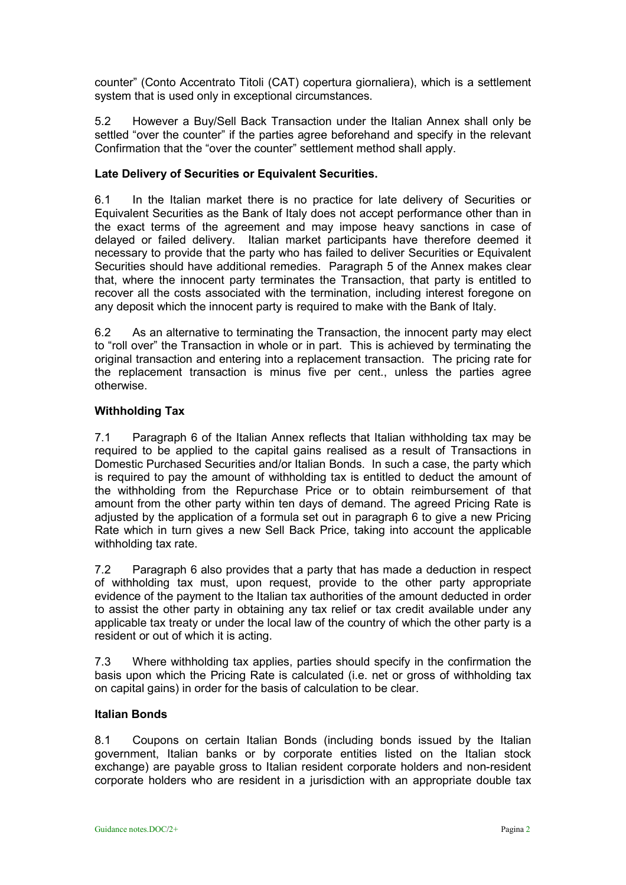counter" (Conto Accentrato Titoli (CAT) copertura giornaliera), which is a settlement system that is used only in exceptional circumstances.

5.2 However a Buy/Sell Back Transaction under the Italian Annex shall only be settled "over the counter" if the parties agree beforehand and specify in the relevant Confirmation that the "over the counter" settlement method shall apply.

**Late Delivery of Securities or Equivalent Securities.**

6.1 In the Italian market there is no practice for late delivery of Securities or Equivalent Securities as the Bank of Italy does not accept performance other than in the exact terms of the agreement and may impose heavy sanctions in case of delayed or failed delivery. Italian market participants have therefore deemed it necessary to provide that the party who has failed to deliver Securities or Equivalent Securities should have additional remedies. Paragraph 5 of the Annex makes clear that, where the innocent party terminates the Transaction, that party is entitled to recover all the costs associated with the termination, including interest foregone on any deposit which the innocent party is required to make with the Bank of Italy.

6.2 As an alternative to terminating the Transaction, the innocent party may elect to "roll over" the Transaction in whole or in part. This is achieved by terminating the original transaction and entering into a replacement transaction. The pricing rate for the replacement transaction is minus five per cent., unless the parties agree otherwise.

**Withholding Tax**

7.1 Paragraph 6 of the Italian Annex reflects that Italian withholding tax may be required to be applied to the capital gains realised as a result of Transactions in Domestic Purchased Securities and/or Italian Bonds. In such a case, the party which is required to pay the amount of withholding tax is entitled to deduct the amount of the withholding from the Repurchase Price or to obtain reimbursement of that amount from the other party within ten days of demand. The agreed Pricing Rate is adjusted by the application of a formula set out in paragraph 6 to give a new Pricing Rate which in turn gives a new Sell Back Price, taking into account the applicable withholding tax rate.

7.2 Paragraph 6 also provides that a party that has made a deduction in respect of withholding tax must, upon request, provide to the other party appropriate evidence of the payment to the Italian tax authorities of the amount deducted in order to assist the other party in obtaining any tax relief or tax credit available under any applicable tax treaty or under the local law of the country of which the other party is a resident or out of which it is acting.

7.3 Where withholding tax applies, parties should specify in the confirmation the basis upon which the Pricing Rate is calculated (i.e. net or gross of withholding tax on capital gains) in order for the basis of calculation to be clear.

**Italian Bonds**

8.1 Coupons on certain Italian Bonds (including bonds issued by the Italian government, Italian banks or by corporate entities listed on the Italian stock exchange) are payable gross to Italian resident corporate holders and non-resident corporate holders who are resident in a jurisdiction with an appropriate double tax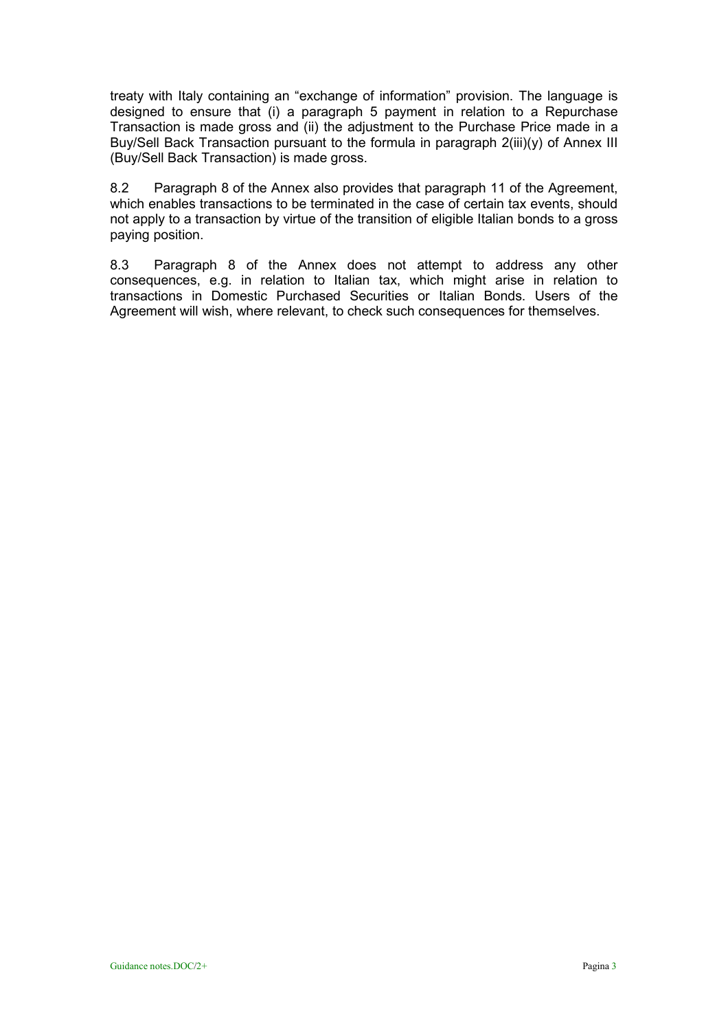treaty with Italy containing an "exchange of information" provision. The language is designed to ensure that (i) a paragraph 5 payment in relation to a Repurchase Transaction is made gross and (ii) the adjustment to the Purchase Price made in a Buy/Sell Back Transaction pursuant to the formula in paragraph 2(iii)(y) of Annex III (Buy/Sell Back Transaction) is made gross.

8.2 Paragraph 8 of the Annex also provides that paragraph 11 of the Agreement, which enables transactions to be terminated in the case of certain tax events, should not apply to a transaction by virtue of the transition of eligible Italian bonds to a gross paying position.

8.3 Paragraph 8 of the Annex does not attempt to address any other consequences, e.g. in relation to Italian tax, which might arise in relation to transactions in Domestic Purchased Securities or Italian Bonds. Users of the Agreement will wish, where relevant, to check such consequences for themselves.